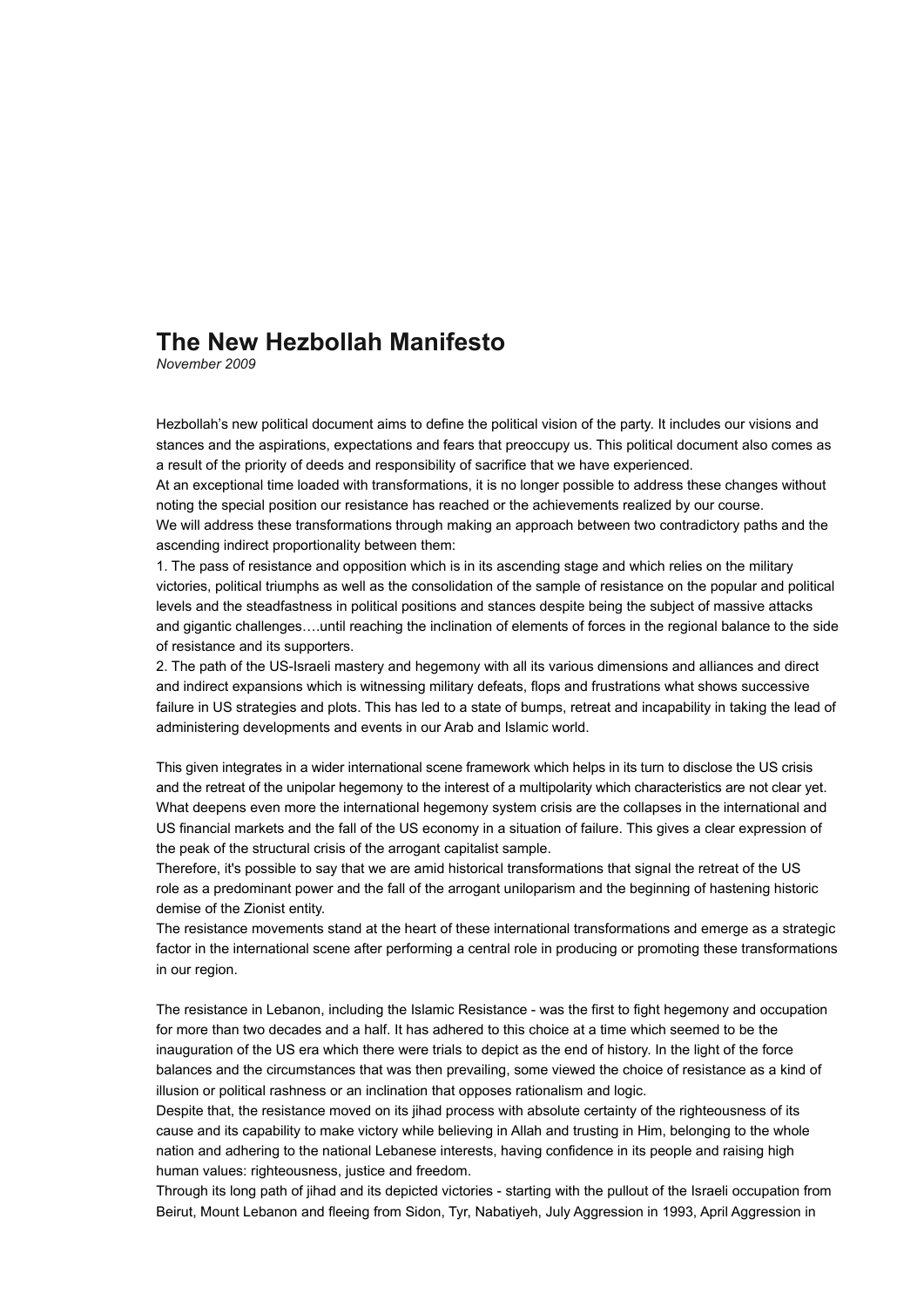# The New Hezbollah Manifesto

*November 2009*

Hezbollah's new political document aims to define the political vision of the party. It includes our visions and stances and the aspirations, expectations and fears that preoccupy us. This political document also comes as a result of the priority of deeds and responsibility of sacrifice that we have experienced.

At an exceptional time loaded with transformations, it is no longer possible to address these changes without noting the special position our resistance has reached or the achievements realized by our course.

We will address these transformations through making an approach between two contradictory paths and the ascending indirect proportionality between them:

1. The pass of resistance and opposition which is in its ascending stage and which relies on the military victories, political triumphs as well as the consolidation of the sample of resistance on the popular and political levels and the steadfastness in political positions and stances despite being the subject of massive attacks and gigantic challenges….until reaching the inclination of elements of forces in the regional balance to the side of resistance and its supporters.
2. The path of the US-Israeli mastery and hegemony with all its various dimensions and alliances and direct and indirect expansions which is witnessing military defeats, flops and frustrations what shows successive failure in US strategies and plots. This has led to a state of bumps, retreat and incapability in taking the lead of administering developments and events in our Arab and Islamic world.

This given integrates in a wider international scene framework which helps in its turn to disclose the US crisis and the retreat of the unipolar hegemony to the interest of a multipolarity which characteristics are not clear yet. What deepens even more the international hegemony system crisis are the collapses in the international and US financial markets and the fall of the US economy in a situation of failure. This gives a clear expression of the peak of the structural crisis of the arrogant capitalist sample.

Therefore, it's possible to say that we are amid historical transformations that signal the retreat of the US role as a predominant power and the fall of the arrogant uniloparism and the beginning of hastening historic demise of the Zionist entity.

The resistance movements stand at the heart of these international transformations and emerge as a strategic factor in the international scene after performing a central role in producing or promoting these transformations in our region.

The resistance in Lebanon, including the Islamic Resistance - was the first to fight hegemony and occupation for more than two decades and a half. It has adhered to this choice at a time which seemed to be the inauguration of the US era which there were trials to depict as the end of history. In the light of the force balances and the circumstances that was then prevailing, some viewed the choice of resistance as a kind of illusion or political rashness or an inclination that opposes rationalism and logic.

Despite that, the resistance moved on its jihad process with absolute certainty of the righteousness of its cause and its capability to make victory while believing in Allah and trusting in Him, belonging to the whole nation and adhering to the national Lebanese interests, having confidence in its people and raising high human values: righteousness, justice and freedom.

Through its long path of jihad and its depicted victories - starting with the pullout of the Israeli occupation from Beirut, Mount Lebanon and fleeing from Sidon, Tyr, Nabatiyeh, July Aggression in 1993, April Aggression in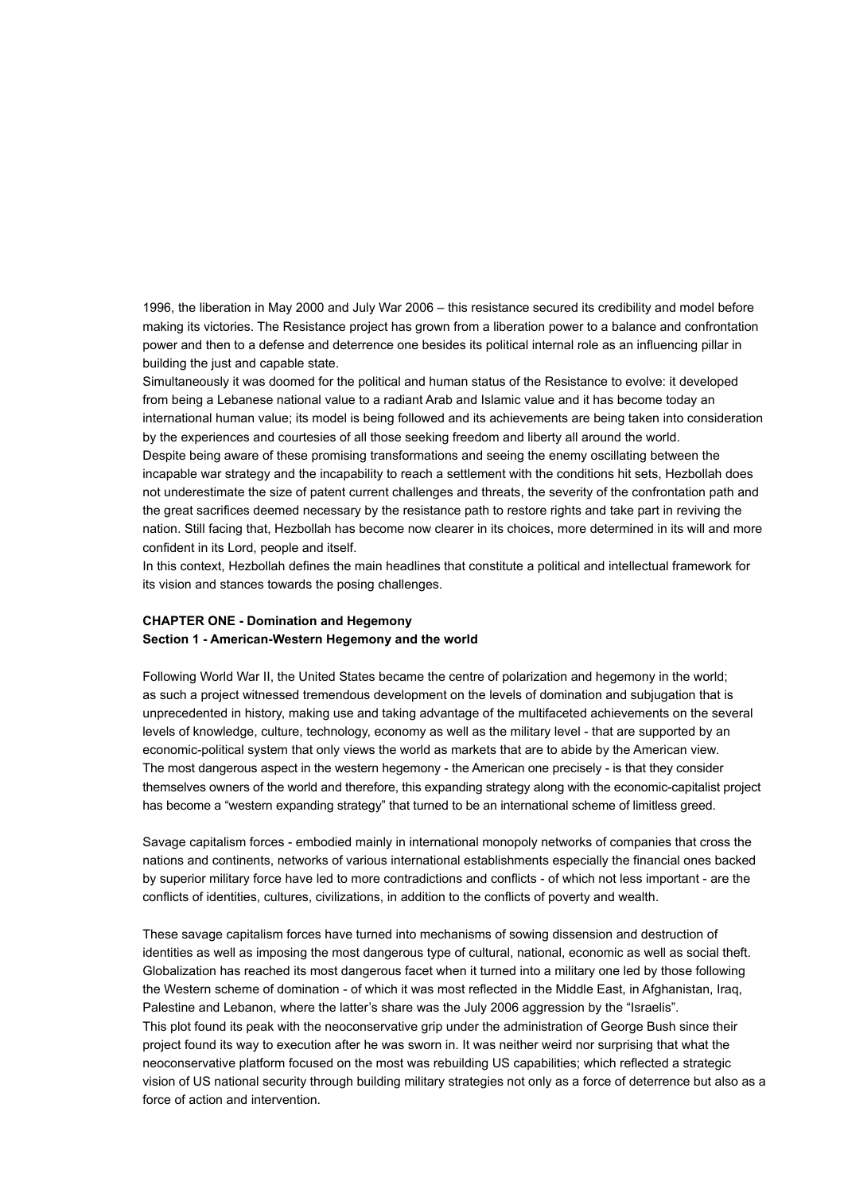1996, the liberation in May 2000 and July War 2006 – this resistance secured its credibility and model before making its victories. The Resistance project has grown from a liberation power to a balance and confrontation power and then to a defense and deterrence one besides its political internal role as an influencing pillar in building the just and capable state.
Simultaneously it was doomed for the political and human status of the Resistance to evolve: it developed from being a Lebanese national value to a radiant Arab and Islamic value and it has become today an international human value; its model is being followed and its achievements are being taken into consideration by the experiences and courtesies of all those seeking freedom and liberty all around the world.
Despite being aware of these promising transformations and seeing the enemy oscillating between the incapable war strategy and the incapability to reach a settlement with the conditions hit sets, Hezbollah does not underestimate the size of patent current challenges and threats, the severity of the confrontation path and the great sacrifices deemed necessary by the resistance path to restore rights and take part in reviving the nation. Still facing that, Hezbollah has become now clearer in its choices, more determined in its will and more confident in its Lord, people and itself.
In this context, Hezbollah defines the main headlines that constitute a political and intellectual framework for its vision and stances towards the posing challenges.

## CHAPTER ONE - Domination and Hegemony

### Section 1 - American-Western Hegemony and the world

Following World War II, the United States became the centre of polarization and hegemony in the world; as such a project witnessed tremendous development on the levels of domination and subjugation that is unprecedented in history, making use and taking advantage of the multifaceted achievements on the several levels of knowledge, culture, technology, economy as well as the military level - that are supported by an economic-political system that only views the world as markets that are to abide by the American view.
The most dangerous aspect in the western hegemony - the American one precisely - is that they consider themselves owners of the world and therefore, this expanding strategy along with the economic-capitalist project has become a "western expanding strategy" that turned to be an international scheme of limitless greed.

Savage capitalism forces - embodied mainly in international monopoly networks of companies that cross the nations and continents, networks of various international establishments especially the financial ones backed by superior military force have led to more contradictions and conflicts - of which not less important - are the conflicts of identities, cultures, civilizations, in addition to the conflicts of poverty and wealth.

These savage capitalism forces have turned into mechanisms of sowing dissension and destruction of identities as well as imposing the most dangerous type of cultural, national, economic as well as social theft. Globalization has reached its most dangerous facet when it turned into a military one led by those following the Western scheme of domination - of which it was most reflected in the Middle East, in Afghanistan, Iraq, Palestine and Lebanon, where the latter's share was the July 2006 aggression by the "Israelis".
This plot found its peak with the neoconservative grip under the administration of George Bush since their project found its way to execution after he was sworn in. It was neither weird nor surprising that what the neoconservative platform focused on the most was rebuilding US capabilities; which reflected a strategic vision of US national security through building military strategies not only as a force of deterrence but also as a force of action and intervention.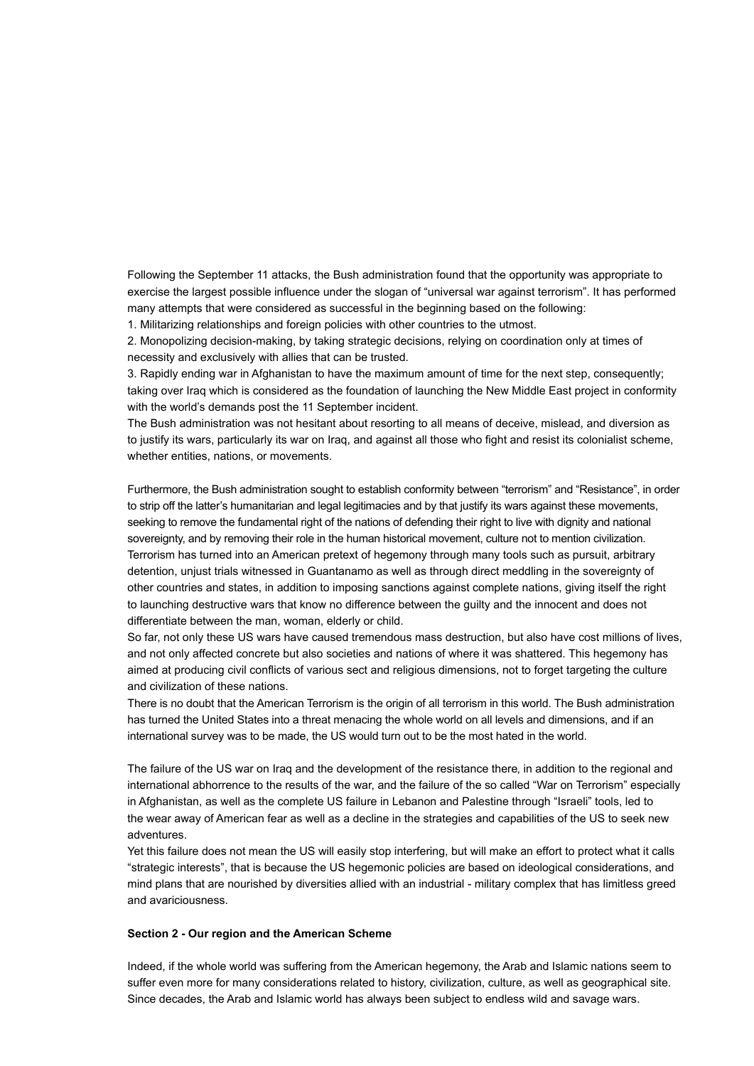Following the September 11 attacks, the Bush administration found that the opportunity was appropriate to exercise the largest possible influence under the slogan of “universal war against terrorism”. It has performed many attempts that were considered as successful in the beginning based on the following:

1. Militarizing relationships and foreign policies with other countries to the utmost.
2. Monopolizing decision-making, by taking strategic decisions, relying on coordination only at times of necessity and exclusively with allies that can be trusted.
3. Rapidly ending war in Afghanistan to have the maximum amount of time for the next step, consequently; taking over Iraq which is considered as the foundation of launching the New Middle East project in conformity with the world’s demands post the 11 September incident.

The Bush administration was not hesitant about resorting to all means of deceive, mislead, and diversion as to justify its wars, particularly its war on Iraq, and against all those who fight and resist its colonialist scheme, whether entities, nations, or movements.

Furthermore, the Bush administration sought to establish conformity between “terrorism” and “Resistance”, in order to strip off the latter’s humanitarian and legal legitimacies and by that justify its wars against these movements, seeking to remove the fundamental right of the nations of defending their right to live with dignity and national sovereignty, and by removing their role in the human historical movement, culture not to mention civilization.
Terrorism has turned into an American pretext of hegemony through many tools such as pursuit, arbitrary detention, unjust trials witnessed in Guantanamo as well as through direct meddling in the sovereignty of other countries and states, in addition to imposing sanctions against complete nations, giving itself the right to launching destructive wars that know no difference between the guilty and the innocent and does not differentiate between the man, woman, elderly or child.
So far, not only these US wars have caused tremendous mass destruction, but also have cost millions of lives, and not only affected concrete but also societies and nations of where it was shattered. This hegemony has aimed at producing civil conflicts of various sect and religious dimensions, not to forget targeting the culture and civilization of these nations.
There is no doubt that the American Terrorism is the origin of all terrorism in this world. The Bush administration has turned the United States into a threat menacing the whole world on all levels and dimensions, and if an international survey was to be made, the US would turn out to be the most hated in the world.

The failure of the US war on Iraq and the development of the resistance there, in addition to the regional and international abhorrence to the results of the war, and the failure of the so called “War on Terrorism” especially in Afghanistan, as well as the complete US failure in Lebanon and Palestine through “Israeli” tools, led to the wear away of American fear as well as a decline in the strategies and capabilities of the US to seek new adventures.
Yet this failure does not mean the US will easily stop interfering, but will make an effort to protect what it calls “strategic interests”, that is because the US hegemonic policies are based on ideological considerations, and mind plans that are nourished by diversities allied with an industrial - military complex that has limitless greed and avariciousness.

**Section 2 - Our region and the American Scheme**

Indeed, if the whole world was suffering from the American hegemony, the Arab and Islamic nations seem to suffer even more for many considerations related to history, civilization, culture, as well as geographical site. Since decades, the Arab and Islamic world has always been subject to endless wild and savage wars.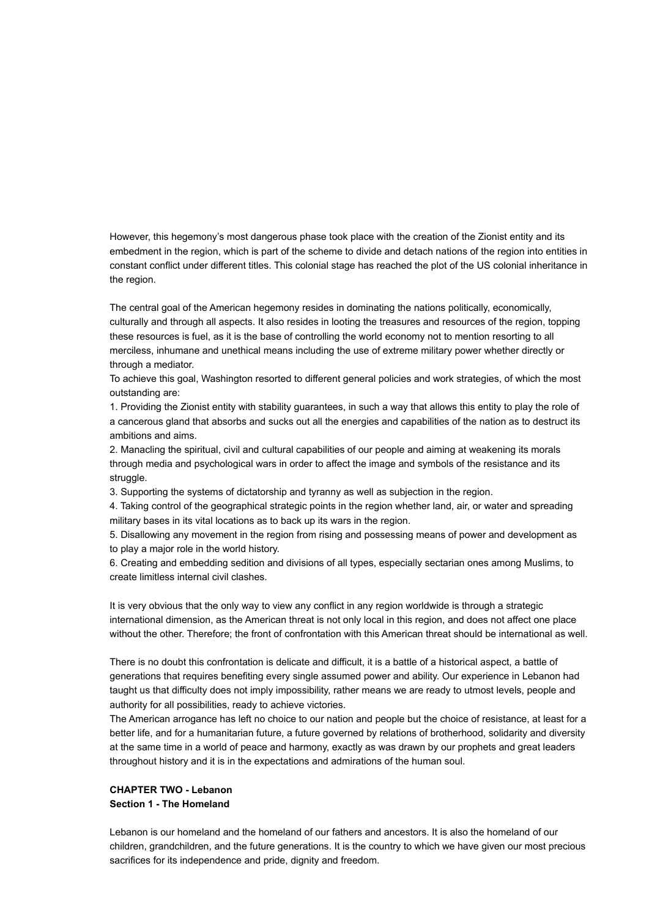However, this hegemony's most dangerous phase took place with the creation of the Zionist entity and its embedment in the region, which is part of the scheme to divide and detach nations of the region into entities in constant conflict under different titles. This colonial stage has reached the plot of the US colonial inheritance in the region.

The central goal of the American hegemony resides in dominating the nations politically, economically, culturally and through all aspects. It also resides in looting the treasures and resources of the region, topping these resources is fuel, as it is the base of controlling the world economy not to mention resorting to all merciless, inhumane and unethical means including the use of extreme military power whether directly or through a mediator.

To achieve this goal, Washington resorted to different general policies and work strategies, of which the most outstanding are:

1. Providing the Zionist entity with stability guarantees, in such a way that allows this entity to play the role of a cancerous gland that absorbs and sucks out all the energies and capabilities of the nation as to destruct its ambitions and aims.
2. Manacling the spiritual, civil and cultural capabilities of our people and aiming at weakening its morals through media and psychological wars in order to affect the image and symbols of the resistance and its struggle.
3. Supporting the systems of dictatorship and tyranny as well as subjection in the region.
4. Taking control of the geographical strategic points in the region whether land, air, or water and spreading military bases in its vital locations as to back up its wars in the region.
5. Disallowing any movement in the region from rising and possessing means of power and development as to play a major role in the world history.
6. Creating and embedding sedition and divisions of all types, especially sectarian ones among Muslims, to create limitless internal civil clashes.

It is very obvious that the only way to view any conflict in any region worldwide is through a strategic international dimension, as the American threat is not only local in this region, and does not affect one place without the other. Therefore; the front of confrontation with this American threat should be international as well.

There is no doubt this confrontation is delicate and difficult, it is a battle of a historical aspect, a battle of generations that requires benefiting every single assumed power and ability. Our experience in Lebanon had taught us that difficulty does not imply impossibility, rather means we are ready to utmost levels, people and authority for all possibilities, ready to achieve victories.

The American arrogance has left no choice to our nation and people but the choice of resistance, at least for a better life, and for a humanitarian future, a future governed by relations of brotherhood, solidarity and diversity at the same time in a world of peace and harmony, exactly as was drawn by our prophets and great leaders throughout history and it is in the expectations and admirations of the human soul.

## CHAPTER TWO - Lebanon

### Section 1 - The Homeland

Lebanon is our homeland and the homeland of our fathers and ancestors. It is also the homeland of our children, grandchildren, and the future generations. It is the country to which we have given our most precious sacrifices for its independence and pride, dignity and freedom.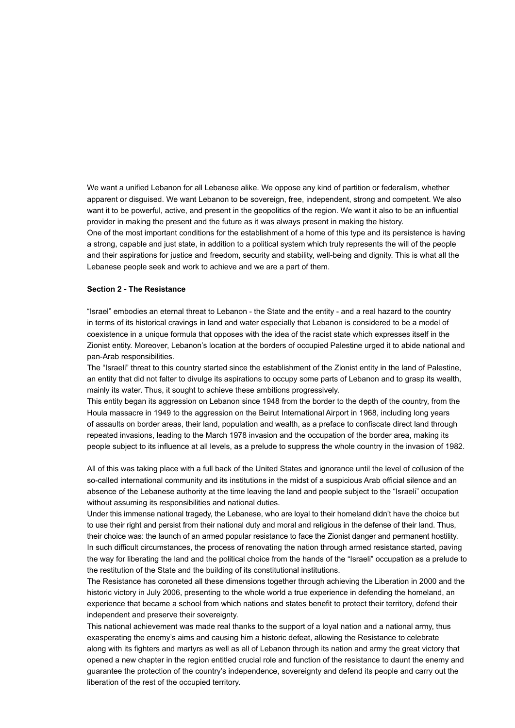We want a unified Lebanon for all Lebanese alike. We oppose any kind of partition or federalism, whether apparent or disguised. We want Lebanon to be sovereign, free, independent, strong and competent. We also want it to be powerful, active, and present in the geopolitics of the region. We want it also to be an influential provider in making the present and the future as it was always present in making the history.
One of the most important conditions for the establishment of a home of this type and its persistence is having a strong, capable and just state, in addition to a political system which truly represents the will of the people and their aspirations for justice and freedom, security and stability, well-being and dignity. This is what all the Lebanese people seek and work to achieve and we are a part of them.

**Section 2 - The Resistance**

"Israel" embodies an eternal threat to Lebanon - the State and the entity - and a real hazard to the country in terms of its historical cravings in land and water especially that Lebanon is considered to be a model of coexistence in a unique formula that opposes with the idea of the racist state which expresses itself in the Zionist entity. Moreover, Lebanon's location at the borders of occupied Palestine urged it to abide national and pan-Arab responsibilities.
The "Israeli" threat to this country started since the establishment of the Zionist entity in the land of Palestine, an entity that did not falter to divulge its aspirations to occupy some parts of Lebanon and to grasp its wealth, mainly its water. Thus, it sought to achieve these ambitions progressively.
This entity began its aggression on Lebanon since 1948 from the border to the depth of the country, from the Houla massacre in 1949 to the aggression on the Beirut International Airport in 1968, including long years of assaults on border areas, their land, population and wealth, as a preface to confiscate direct land through repeated invasions, leading to the March 1978 invasion and the occupation of the border area, making its people subject to its influence at all levels, as a prelude to suppress the whole country in the invasion of 1982.

All of this was taking place with a full back of the United States and ignorance until the level of collusion of the so-called international community and its institutions in the midst of a suspicious Arab official silence and an absence of the Lebanese authority at the time leaving the land and people subject to the "Israeli" occupation without assuming its responsibilities and national duties.
Under this immense national tragedy, the Lebanese, who are loyal to their homeland didn't have the choice but to use their right and persist from their national duty and moral and religious in the defense of their land. Thus, their choice was: the launch of an armed popular resistance to face the Zionist danger and permanent hostility.
In such difficult circumstances, the process of renovating the nation through armed resistance started, paving the way for liberating the land and the political choice from the hands of the "Israeli" occupation as a prelude to the restitution of the State and the building of its constitutional institutions.
The Resistance has coroneted all these dimensions together through achieving the Liberation in 2000 and the historic victory in July 2006, presenting to the whole world a true experience in defending the homeland, an experience that became a school from which nations and states benefit to protect their territory, defend their independent and preserve their sovereignty.
This national achievement was made real thanks to the support of a loyal nation and a national army, thus exasperating the enemy's aims and causing him a historic defeat, allowing the Resistance to celebrate along with its fighters and martyrs as well as all of Lebanon through its nation and army the great victory that opened a new chapter in the region entitled crucial role and function of the resistance to daunt the enemy and guarantee the protection of the country's independence, sovereignty and defend its people and carry out the liberation of the rest of the occupied territory.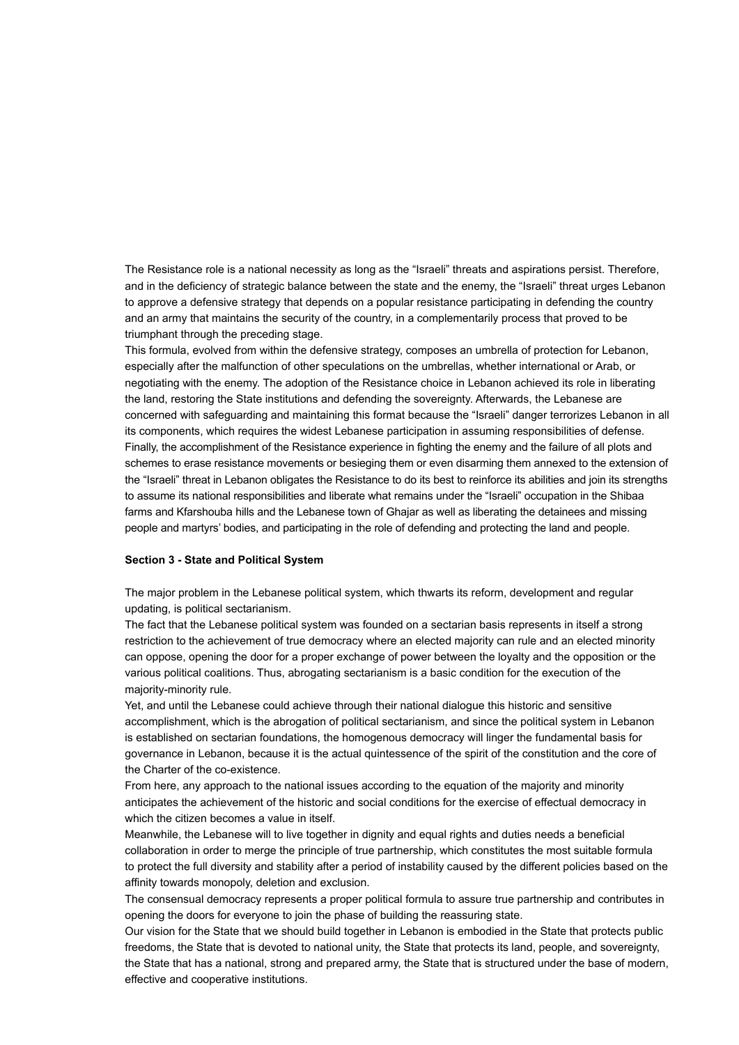The Resistance role is a national necessity as long as the "Israeli" threats and aspirations persist. Therefore, and in the deficiency of strategic balance between the state and the enemy, the "Israeli" threat urges Lebanon to approve a defensive strategy that depends on a popular resistance participating in defending the country and an army that maintains the security of the country, in a complementarily process that proved to be triumphant through the preceding stage.

This formula, evolved from within the defensive strategy, composes an umbrella of protection for Lebanon, especially after the malfunction of other speculations on the umbrellas, whether international or Arab, or negotiating with the enemy. The adoption of the Resistance choice in Lebanon achieved its role in liberating the land, restoring the State institutions and defending the sovereignty. Afterwards, the Lebanese are concerned with safeguarding and maintaining this format because the "Israeli" danger terrorizes Lebanon in all its components, which requires the widest Lebanese participation in assuming responsibilities of defense.

Finally, the accomplishment of the Resistance experience in fighting the enemy and the failure of all plots and schemes to erase resistance movements or besieging them or even disarming them annexed to the extension of the "Israeli" threat in Lebanon obligates the Resistance to do its best to reinforce its abilities and join its strengths to assume its national responsibilities and liberate what remains under the "Israeli" occupation in the Shibaa farms and Kfarshouba hills and the Lebanese town of Ghajar as well as liberating the detainees and missing people and martyrs' bodies, and participating in the role of defending and protecting the land and people.

**Section 3 - State and Political System**

The major problem in the Lebanese political system, which thwarts its reform, development and regular updating, is political sectarianism.

The fact that the Lebanese political system was founded on a sectarian basis represents in itself a strong restriction to the achievement of true democracy where an elected majority can rule and an elected minority can oppose, opening the door for a proper exchange of power between the loyalty and the opposition or the various political coalitions. Thus, abrogating sectarianism is a basic condition for the execution of the majority-minority rule.

Yet, and until the Lebanese could achieve through their national dialogue this historic and sensitive accomplishment, which is the abrogation of political sectarianism, and since the political system in Lebanon is established on sectarian foundations, the homogenous democracy will linger the fundamental basis for governance in Lebanon, because it is the actual quintessence of the spirit of the constitution and the core of the Charter of the co-existence.

From here, any approach to the national issues according to the equation of the majority and minority anticipates the achievement of the historic and social conditions for the exercise of effectual democracy in which the citizen becomes a value in itself.

Meanwhile, the Lebanese will to live together in dignity and equal rights and duties needs a beneficial collaboration in order to merge the principle of true partnership, which constitutes the most suitable formula to protect the full diversity and stability after a period of instability caused by the different policies based on the affinity towards monopoly, deletion and exclusion.

The consensual democracy represents a proper political formula to assure true partnership and contributes in opening the doors for everyone to join the phase of building the reassuring state.

Our vision for the State that we should build together in Lebanon is embodied in the State that protects public freedoms, the State that is devoted to national unity, the State that protects its land, people, and sovereignty, the State that has a national, strong and prepared army, the State that is structured under the base of modern, effective and cooperative institutions.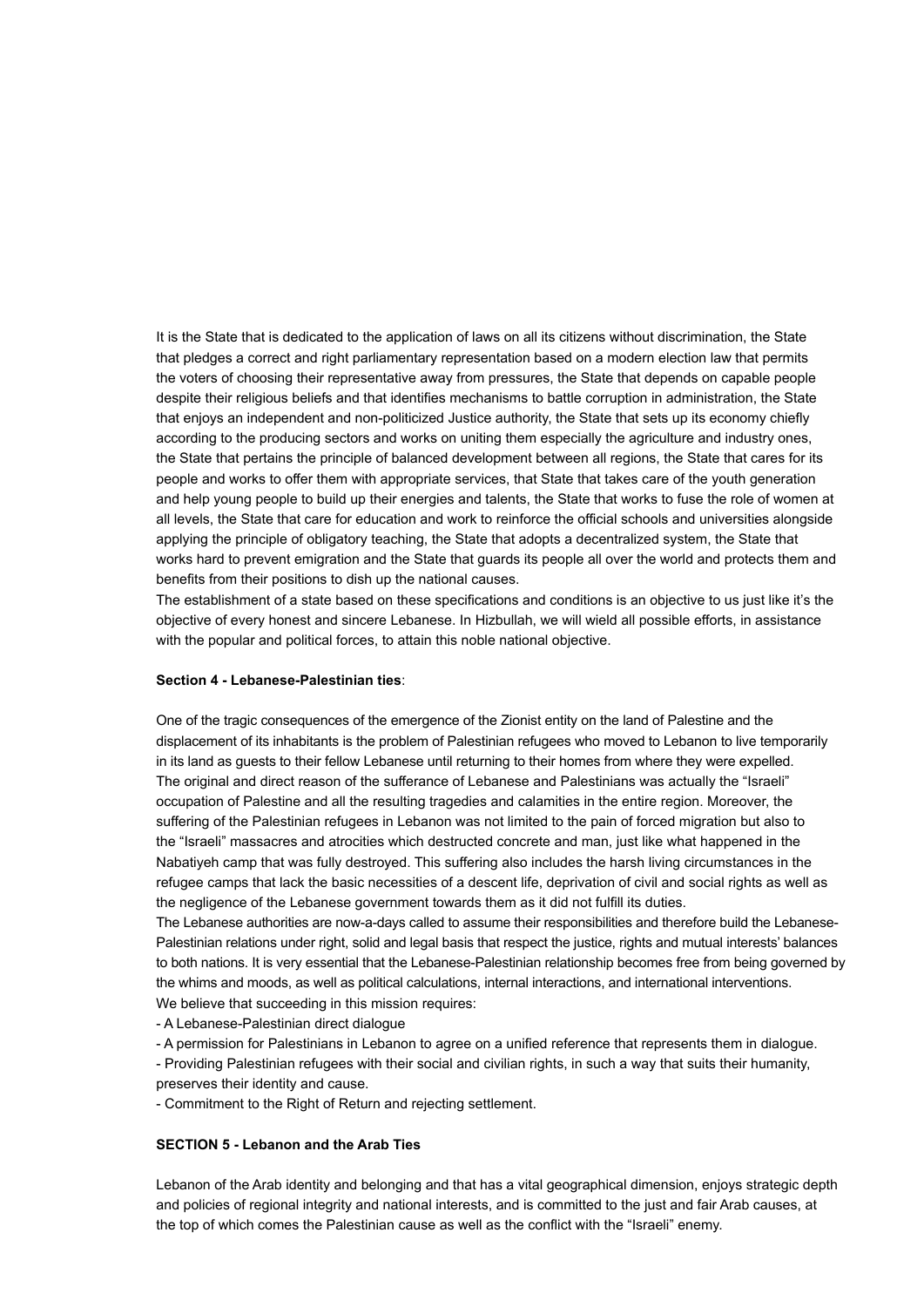It is the State that is dedicated to the application of laws on all its citizens without discrimination, the State that pledges a correct and right parliamentary representation based on a modern election law that permits the voters of choosing their representative away from pressures, the State that depends on capable people despite their religious beliefs and that identifies mechanisms to battle corruption in administration, the State that enjoys an independent and non-politicized Justice authority, the State that sets up its economy chiefly according to the producing sectors and works on uniting them especially the agriculture and industry ones, the State that pertains the principle of balanced development between all regions, the State that cares for its people and works to offer them with appropriate services, that State that takes care of the youth generation and help young people to build up their energies and talents, the State that works to fuse the role of women at all levels, the State that care for education and work to reinforce the official schools and universities alongside applying the principle of obligatory teaching, the State that adopts a decentralized system, the State that works hard to prevent emigration and the State that guards its people all over the world and protects them and benefits from their positions to dish up the national causes.

The establishment of a state based on these specifications and conditions is an objective to us just like it's the objective of every honest and sincere Lebanese. In Hizbullah, we will wield all possible efforts, in assistance with the popular and political forces, to attain this noble national objective.

**Section 4 - Lebanese-Palestinian ties**:

One of the tragic consequences of the emergence of the Zionist entity on the land of Palestine and the displacement of its inhabitants is the problem of Palestinian refugees who moved to Lebanon to live temporarily in its land as guests to their fellow Lebanese until returning to their homes from where they were expelled.

The original and direct reason of the sufferance of Lebanese and Palestinians was actually the "Israeli" occupation of Palestine and all the resulting tragedies and calamities in the entire region. Moreover, the suffering of the Palestinian refugees in Lebanon was not limited to the pain of forced migration but also to the "Israeli" massacres and atrocities which destructed concrete and man, just like what happened in the Nabatiyeh camp that was fully destroyed. This suffering also includes the harsh living circumstances in the refugee camps that lack the basic necessities of a descent life, deprivation of civil and social rights as well as the negligence of the Lebanese government towards them as it did not fulfill its duties.

The Lebanese authorities are now-a-days called to assume their responsibilities and therefore build the Lebanese-Palestinian relations under right, solid and legal basis that respect the justice, rights and mutual interests' balances to both nations. It is very essential that the Lebanese-Palestinian relationship becomes free from being governed by the whims and moods, as well as political calculations, internal interactions, and international interventions.

We believe that succeeding in this mission requires:

- A Lebanese-Palestinian direct dialogue
- A permission for Palestinians in Lebanon to agree on a unified reference that represents them in dialogue.
- Providing Palestinian refugees with their social and civilian rights, in such a way that suits their humanity, preserves their identity and cause.
- Commitment to the Right of Return and rejecting settlement.

**SECTION 5 - Lebanon and the Arab Ties**

Lebanon of the Arab identity and belonging and that has a vital geographical dimension, enjoys strategic depth and policies of regional integrity and national interests, and is committed to the just and fair Arab causes, at the top of which comes the Palestinian cause as well as the conflict with the "Israeli" enemy.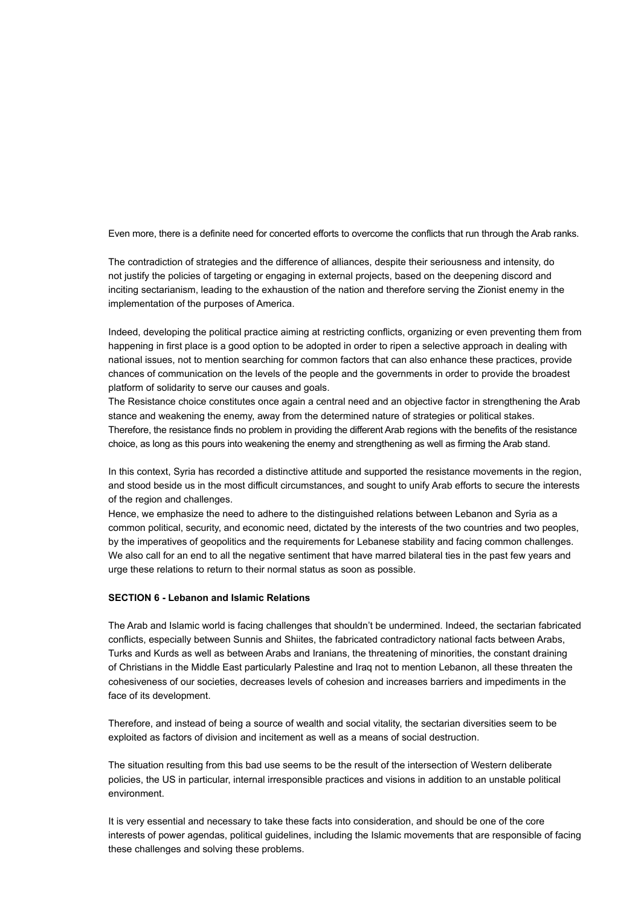Even more, there is a definite need for concerted efforts to overcome the conflicts that run through the Arab ranks.

The contradiction of strategies and the difference of alliances, despite their seriousness and intensity, do not justify the policies of targeting or engaging in external projects, based on the deepening discord and inciting sectarianism, leading to the exhaustion of the nation and therefore serving the Zionist enemy in the implementation of the purposes of America.

Indeed, developing the political practice aiming at restricting conflicts, organizing or even preventing them from happening in first place is a good option to be adopted in order to ripen a selective approach in dealing with national issues, not to mention searching for common factors that can also enhance these practices, provide chances of communication on the levels of the people and the governments in order to provide the broadest platform of solidarity to serve our causes and goals.

The Resistance choice constitutes once again a central need and an objective factor in strengthening the Arab stance and weakening the enemy, away from the determined nature of strategies or political stakes. Therefore, the resistance finds no problem in providing the different Arab regions with the benefits of the resistance choice, as long as this pours into weakening the enemy and strengthening as well as firming the Arab stand.

In this context, Syria has recorded a distinctive attitude and supported the resistance movements in the region, and stood beside us in the most difficult circumstances, and sought to unify Arab efforts to secure the interests of the region and challenges.

Hence, we emphasize the need to adhere to the distinguished relations between Lebanon and Syria as a common political, security, and economic need, dictated by the interests of the two countries and two peoples, by the imperatives of geopolitics and the requirements for Lebanese stability and facing common challenges. We also call for an end to all the negative sentiment that have marred bilateral ties in the past few years and urge these relations to return to their normal status as soon as possible.

**SECTION 6 - Lebanon and Islamic Relations**

The Arab and Islamic world is facing challenges that shouldn't be undermined. Indeed, the sectarian fabricated conflicts, especially between Sunnis and Shiites, the fabricated contradictory national facts between Arabs, Turks and Kurds as well as between Arabs and Iranians, the threatening of minorities, the constant draining of Christians in the Middle East particularly Palestine and Iraq not to mention Lebanon, all these threaten the cohesiveness of our societies, decreases levels of cohesion and increases barriers and impediments in the face of its development.

Therefore, and instead of being a source of wealth and social vitality, the sectarian diversities seem to be exploited as factors of division and incitement as well as a means of social destruction.

The situation resulting from this bad use seems to be the result of the intersection of Western deliberate policies, the US in particular, internal irresponsible practices and visions in addition to an unstable political environment.

It is very essential and necessary to take these facts into consideration, and should be one of the core interests of power agendas, political guidelines, including the Islamic movements that are responsible of facing these challenges and solving these problems.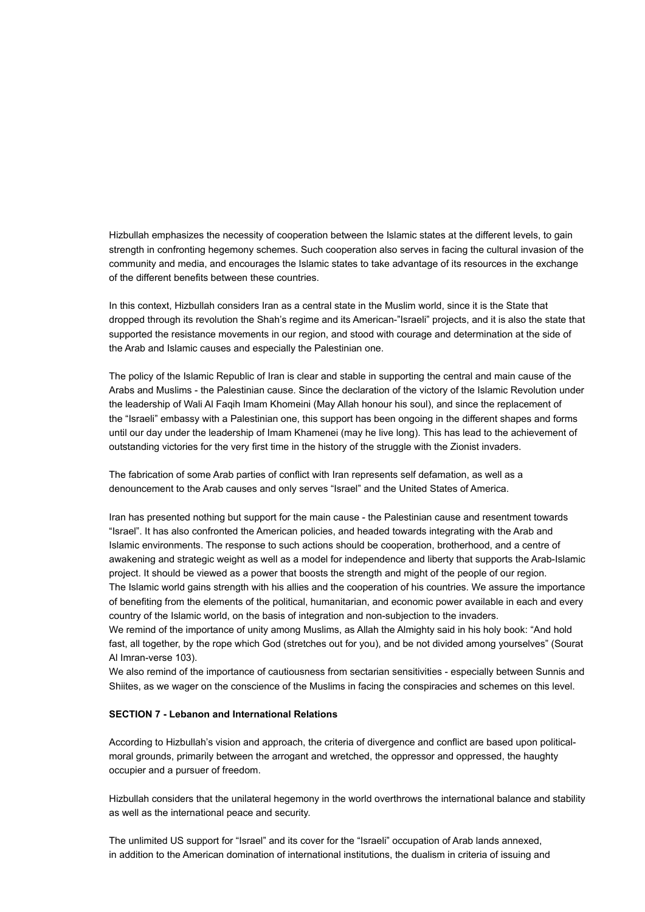Hizbullah emphasizes the necessity of cooperation between the Islamic states at the different levels, to gain strength in confronting hegemony schemes. Such cooperation also serves in facing the cultural invasion of the community and media, and encourages the Islamic states to take advantage of its resources in the exchange of the different benefits between these countries.

In this context, Hizbullah considers Iran as a central state in the Muslim world, since it is the State that dropped through its revolution the Shah's regime and its American-"Israeli" projects, and it is also the state that supported the resistance movements in our region, and stood with courage and determination at the side of the Arab and Islamic causes and especially the Palestinian one.

The policy of the Islamic Republic of Iran is clear and stable in supporting the central and main cause of the Arabs and Muslims - the Palestinian cause. Since the declaration of the victory of the Islamic Revolution under the leadership of Wali Al Faqih Imam Khomeini (May Allah honour his soul), and since the replacement of the "Israeli" embassy with a Palestinian one, this support has been ongoing in the different shapes and forms until our day under the leadership of Imam Khamenei (may he live long). This has lead to the achievement of outstanding victories for the very first time in the history of the struggle with the Zionist invaders.

The fabrication of some Arab parties of conflict with Iran represents self defamation, as well as a denouncement to the Arab causes and only serves "Israel" and the United States of America.

Iran has presented nothing but support for the main cause - the Palestinian cause and resentment towards "Israel". It has also confronted the American policies, and headed towards integrating with the Arab and Islamic environments. The response to such actions should be cooperation, brotherhood, and a centre of awakening and strategic weight as well as a model for independence and liberty that supports the Arab-Islamic project. It should be viewed as a power that boosts the strength and might of the people of our region.
The Islamic world gains strength with his allies and the cooperation of his countries. We assure the importance of benefiting from the elements of the political, humanitarian, and economic power available in each and every country of the Islamic world, on the basis of integration and non-subjection to the invaders.
We remind of the importance of unity among Muslims, as Allah the Almighty said in his holy book: "And hold fast, all together, by the rope which God (stretches out for you), and be not divided among yourselves" (Sourat Al Imran-verse 103).
We also remind of the importance of cautiousness from sectarian sensitivities - especially between Sunnis and Shiites, as we wager on the conscience of the Muslims in facing the conspiracies and schemes on this level.

**SECTION 7 - Lebanon and International Relations**

According to Hizbullah's vision and approach, the criteria of divergence and conflict are based upon political-moral grounds, primarily between the arrogant and wretched, the oppressor and oppressed, the haughty occupier and a pursuer of freedom.

Hizbullah considers that the unilateral hegemony in the world overthrows the international balance and stability as well as the international peace and security.

The unlimited US support for "Israel" and its cover for the "Israeli" occupation of Arab lands annexed, in addition to the American domination of international institutions, the dualism in criteria of issuing and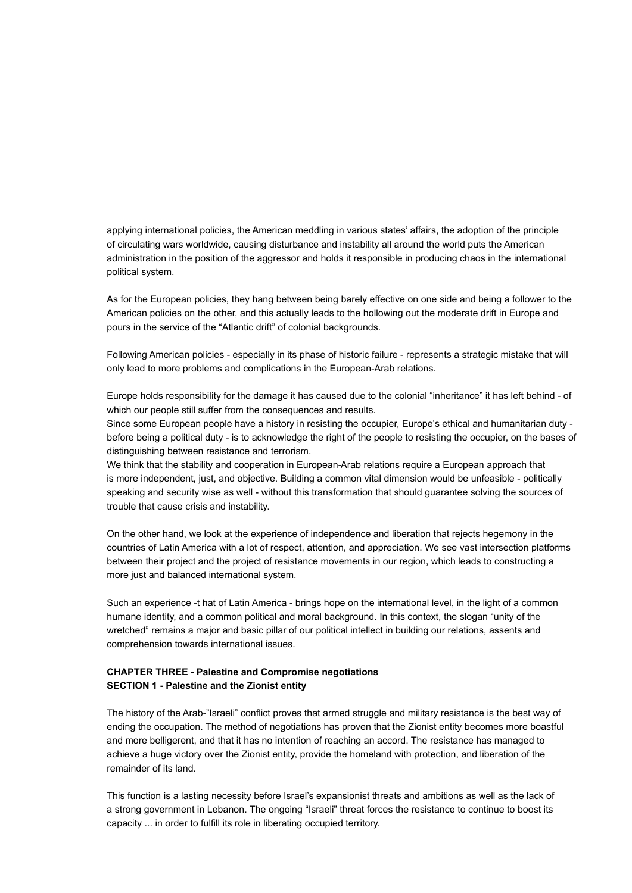applying international policies, the American meddling in various states' affairs, the adoption of the principle of circulating wars worldwide, causing disturbance and instability all around the world puts the American administration in the position of the aggressor and holds it responsible in producing chaos in the international political system.

As for the European policies, they hang between being barely effective on one side and being a follower to the American policies on the other, and this actually leads to the hollowing out the moderate drift in Europe and pours in the service of the "Atlantic drift" of colonial backgrounds.

Following American policies - especially in its phase of historic failure - represents a strategic mistake that will only lead to more problems and complications in the European-Arab relations.

Europe holds responsibility for the damage it has caused due to the colonial "inheritance" it has left behind - of which our people still suffer from the consequences and results.
Since some European people have a history in resisting the occupier, Europe's ethical and humanitarian duty - before being a political duty - is to acknowledge the right of the people to resisting the occupier, on the bases of distinguishing between resistance and terrorism.
We think that the stability and cooperation in European-Arab relations require a European approach that is more independent, just, and objective. Building a common vital dimension would be unfeasible - politically speaking and security wise as well - without this transformation that should guarantee solving the sources of trouble that cause crisis and instability.

On the other hand, we look at the experience of independence and liberation that rejects hegemony in the countries of Latin America with a lot of respect, attention, and appreciation. We see vast intersection platforms between their project and the project of resistance movements in our region, which leads to constructing a more just and balanced international system.

Such an experience -t hat of Latin America - brings hope on the international level, in the light of a common humane identity, and a common political and moral background. In this context, the slogan "unity of the wretched" remains a major and basic pillar of our political intellect in building our relations, assents and comprehension towards international issues.

**CHAPTER THREE - Palestine and Compromise negotiations**
**SECTION 1 - Palestine and the Zionist entity**

The history of the Arab-"Israeli" conflict proves that armed struggle and military resistance is the best way of ending the occupation. The method of negotiations has proven that the Zionist entity becomes more boastful and more belligerent, and that it has no intention of reaching an accord. The resistance has managed to achieve a huge victory over the Zionist entity, provide the homeland with protection, and liberation of the remainder of its land.

This function is a lasting necessity before Israel's expansionist threats and ambitions as well as the lack of a strong government in Lebanon. The ongoing "Israeli" threat forces the resistance to continue to boost its capacity ... in order to fulfill its role in liberating occupied territory.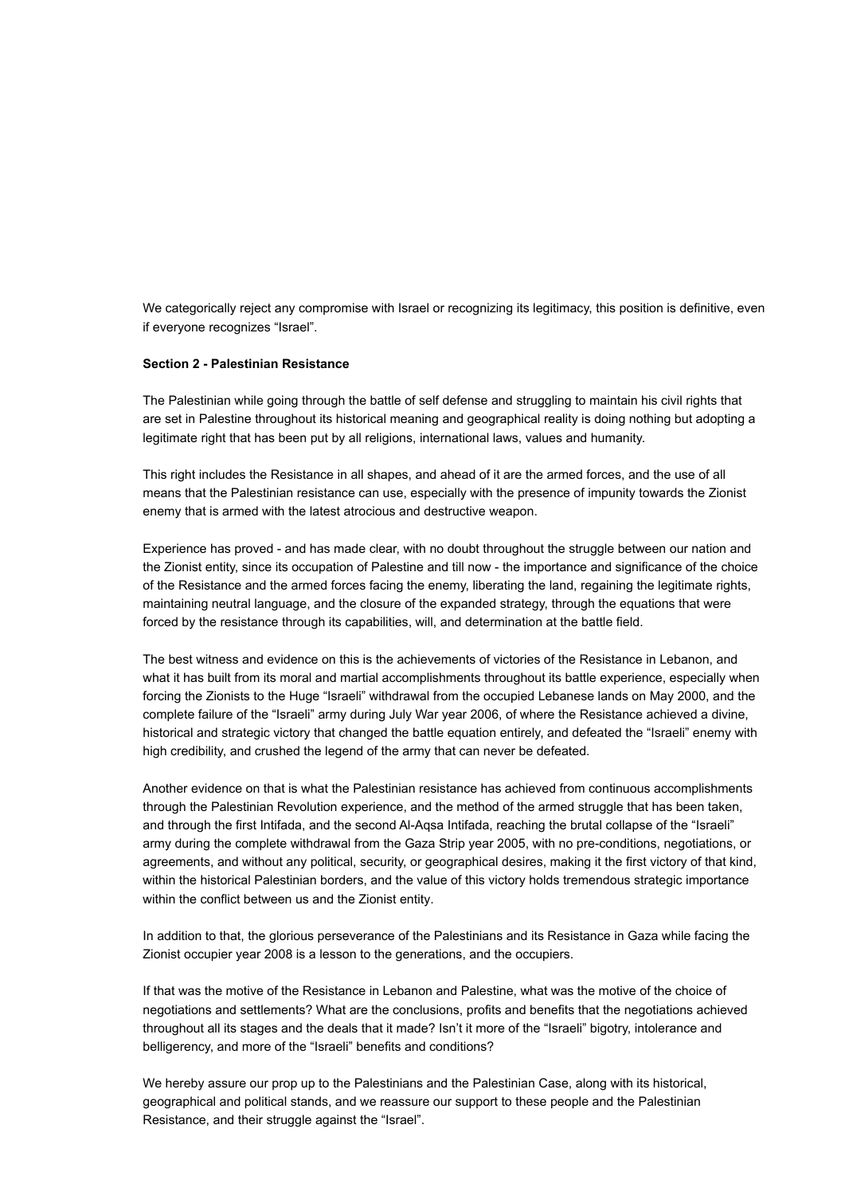We categorically reject any compromise with Israel or recognizing its legitimacy, this position is definitive, even if everyone recognizes "Israel".

**Section 2 - Palestinian Resistance**

The Palestinian while going through the battle of self defense and struggling to maintain his civil rights that are set in Palestine throughout its historical meaning and geographical reality is doing nothing but adopting a legitimate right that has been put by all religions, international laws, values and humanity.

This right includes the Resistance in all shapes, and ahead of it are the armed forces, and the use of all means that the Palestinian resistance can use, especially with the presence of impunity towards the Zionist enemy that is armed with the latest atrocious and destructive weapon.

Experience has proved - and has made clear, with no doubt throughout the struggle between our nation and the Zionist entity, since its occupation of Palestine and till now - the importance and significance of the choice of the Resistance and the armed forces facing the enemy, liberating the land, regaining the legitimate rights, maintaining neutral language, and the closure of the expanded strategy, through the equations that were forced by the resistance through its capabilities, will, and determination at the battle field.

The best witness and evidence on this is the achievements of victories of the Resistance in Lebanon, and what it has built from its moral and martial accomplishments throughout its battle experience, especially when forcing the Zionists to the Huge "Israeli" withdrawal from the occupied Lebanese lands on May 2000, and the complete failure of the "Israeli" army during July War year 2006, of where the Resistance achieved a divine, historical and strategic victory that changed the battle equation entirely, and defeated the "Israeli" enemy with high credibility, and crushed the legend of the army that can never be defeated.

Another evidence on that is what the Palestinian resistance has achieved from continuous accomplishments through the Palestinian Revolution experience, and the method of the armed struggle that has been taken, and through the first Intifada, and the second Al-Aqsa Intifada, reaching the brutal collapse of the "Israeli" army during the complete withdrawal from the Gaza Strip year 2005, with no pre-conditions, negotiations, or agreements, and without any political, security, or geographical desires, making it the first victory of that kind, within the historical Palestinian borders, and the value of this victory holds tremendous strategic importance within the conflict between us and the Zionist entity.

In addition to that, the glorious perseverance of the Palestinians and its Resistance in Gaza while facing the Zionist occupier year 2008 is a lesson to the generations, and the occupiers.

If that was the motive of the Resistance in Lebanon and Palestine, what was the motive of the choice of negotiations and settlements? What are the conclusions, profits and benefits that the negotiations achieved throughout all its stages and the deals that it made? Isn't it more of the "Israeli" bigotry, intolerance and belligerency, and more of the "Israeli" benefits and conditions?

We hereby assure our prop up to the Palestinians and the Palestinian Case, along with its historical, geographical and political stands, and we reassure our support to these people and the Palestinian Resistance, and their struggle against the "Israel".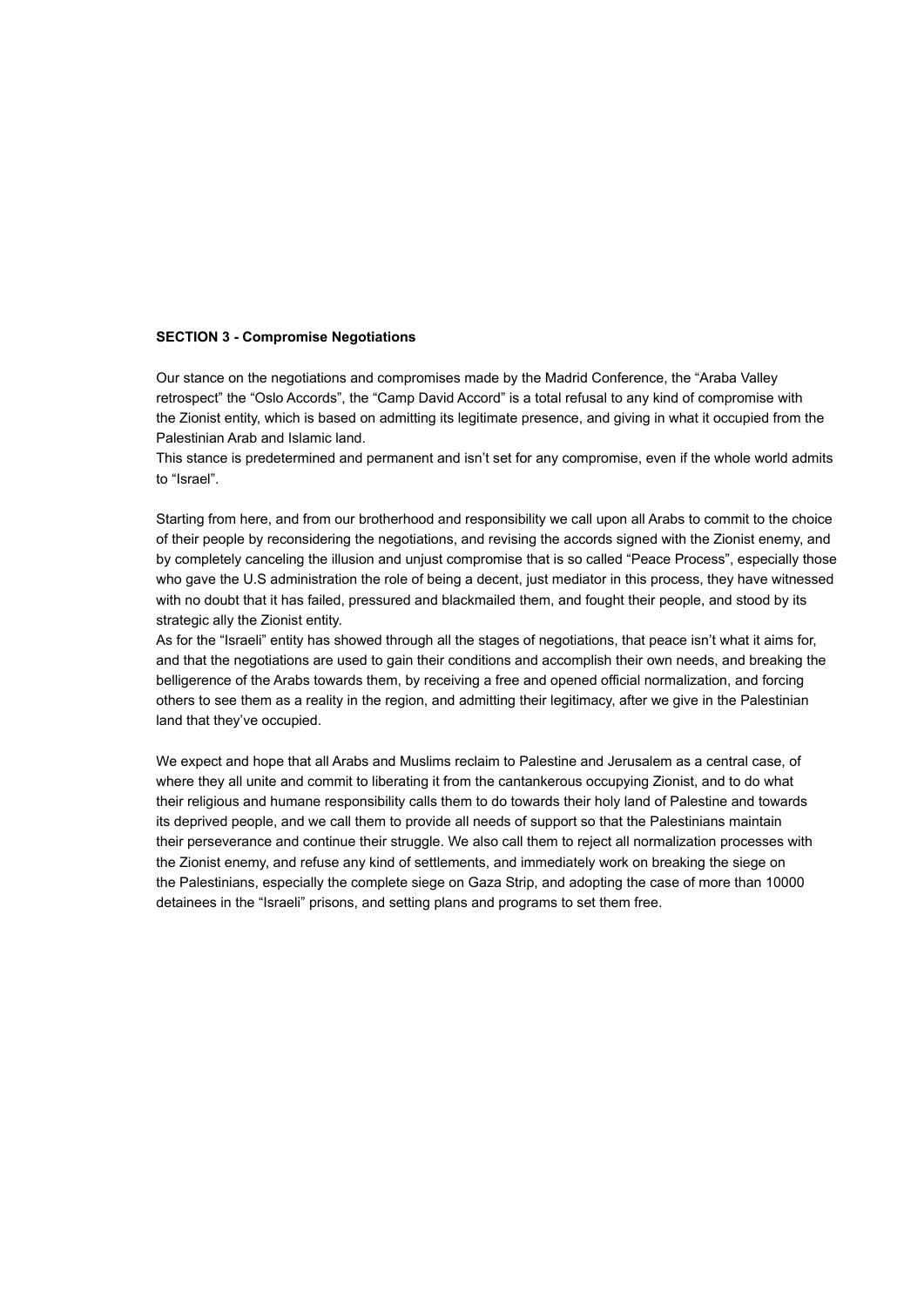**SECTION 3 - Compromise Negotiations**

Our stance on the negotiations and compromises made by the Madrid Conference, the "Araba Valley retrospect" the "Oslo Accords", the "Camp David Accord" is a total refusal to any kind of compromise with the Zionist entity, which is based on admitting its legitimate presence, and giving in what it occupied from the Palestinian Arab and Islamic land.
This stance is predetermined and permanent and isn't set for any compromise, even if the whole world admits to "Israel".

Starting from here, and from our brotherhood and responsibility we call upon all Arabs to commit to the choice of their people by reconsidering the negotiations, and revising the accords signed with the Zionist enemy, and by completely canceling the illusion and unjust compromise that is so called "Peace Process", especially those who gave the U.S administration the role of being a decent, just mediator in this process, they have witnessed with no doubt that it has failed, pressured and blackmailed them, and fought their people, and stood by its strategic ally the Zionist entity.
As for the "Israeli" entity has showed through all the stages of negotiations, that peace isn't what it aims for, and that the negotiations are used to gain their conditions and accomplish their own needs, and breaking the belligerence of the Arabs towards them, by receiving a free and opened official normalization, and forcing others to see them as a reality in the region, and admitting their legitimacy, after we give in the Palestinian land that they've occupied.

We expect and hope that all Arabs and Muslims reclaim to Palestine and Jerusalem as a central case, of where they all unite and commit to liberating it from the cantankerous occupying Zionist, and to do what their religious and humane responsibility calls them to do towards their holy land of Palestine and towards its deprived people, and we call them to provide all needs of support so that the Palestinians maintain their perseverance and continue their struggle. We also call them to reject all normalization processes with the Zionist enemy, and refuse any kind of settlements, and immediately work on breaking the siege on the Palestinians, especially the complete siege on Gaza Strip, and adopting the case of more than 10000 detainees in the "Israeli" prisons, and setting plans and programs to set them free.